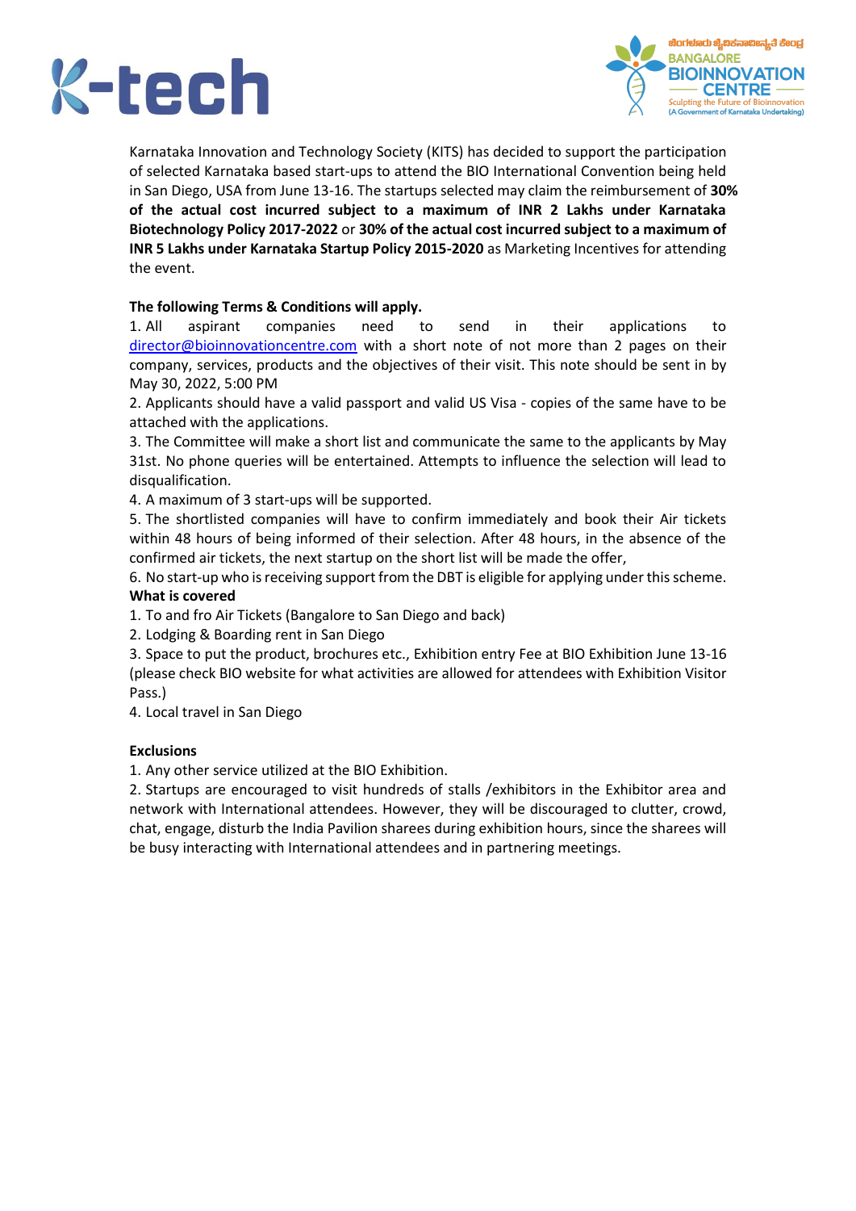Karnataka Innovation and Technology Society (KITS) has decided to support the participation of selected Karnataka based start-ups to attend the BIO International Convention being held in San Diego, USA from June 13-16. The startups selected may claim the reimbursement of **30% of the actual cost incurred subject to a maximum of INR 2 Lakhs under Karnataka Biotechnology Policy 2017-2022** or **30% of the actual cost incurred subject to a maximum of INR 5 Lakhs under Karnataka Startup Policy 2015-2020** as Marketing Incentives for attending the event.

**The following Terms & Conditions will apply.**

1. All aspirant companies need to send in their applications to director@bioinnovationcentre.com with a short note of not more than 2 pages on their company, services, products and the objectives of their visit. This note should be sent in by May 30, 2022, 5:00 PM
2. Applicants should have a valid passport and valid US Visa - copies of the same have to be attached with the applications.
3. The Committee will make a short list and communicate the same to the applicants by May 31st. No phone queries will be entertained. Attempts to influence the selection will lead to disqualification.
4. A maximum of 3 start-ups will be supported.
5. The shortlisted companies will have to confirm immediately and book their Air tickets within 48 hours of being informed of their selection. After 48 hours, in the absence of the confirmed air tickets, the next startup on the short list will be made the offer,
6. No start-up who is receiving support from the DBT is eligible for applying under this scheme.

**What is covered**

1. To and fro Air Tickets (Bangalore to San Diego and back)
2. Lodging & Boarding rent in San Diego
3. Space to put the product, brochures etc., Exhibition entry Fee at BIO Exhibition June 13-16 (please check BIO website for what activities are allowed for attendees with Exhibition Visitor Pass.)
4. Local travel in San Diego

**Exclusions**

1. Any other service utilized at the BIO Exhibition.
2. Startups are encouraged to visit hundreds of stalls /exhibitors in the Exhibitor area and network with International attendees. However, they will be discouraged to clutter, crowd, chat, engage, disturb the India Pavilion sharees during exhibition hours, since the sharees will be busy interacting with International attendees and in partnering meetings.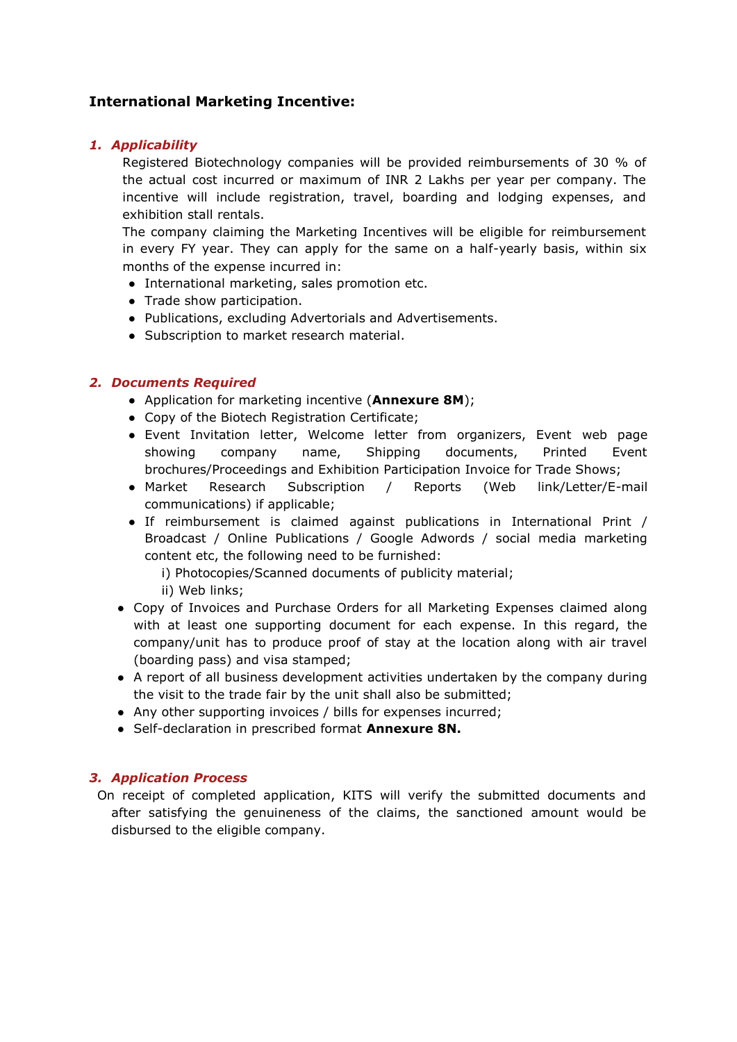## International Marketing Incentive:

### 1. *Applicability*

Registered Biotechnology companies will be provided reimbursements of 30 % of the actual cost incurred or maximum of INR 2 Lakhs per year per company. The incentive will include registration, travel, boarding and lodging expenses, and exhibition stall rentals.

The company claiming the Marketing Incentives will be eligible for reimbursement in every FY year. They can apply for the same on a half-yearly basis, within six months of the expense incurred in:

- International marketing, sales promotion etc.
- Trade show participation.
- Publications, excluding Advertorials and Advertisements.
- Subscription to market research material.

### 2. *Documents Required*

- Application for marketing incentive (**Annexure 8M**);
- Copy of the Biotech Registration Certificate;
- Event Invitation letter, Welcome letter from organizers, Event web page showing company name, Shipping documents, Printed Event brochures/Proceedings and Exhibition Participation Invoice for Trade Shows;
- Market Research Subscription / Reports (Web link/Letter/E-mail communications) if applicable;
- If reimbursement is claimed against publications in International Print / Broadcast / Online Publications / Google Adwords / social media marketing content etc, the following need to be furnished:
  - i) Photocopies/Scanned documents of publicity material;
  - ii) Web links;
- Copy of Invoices and Purchase Orders for all Marketing Expenses claimed along with at least one supporting document for each expense. In this regard, the company/unit has to produce proof of stay at the location along with air travel (boarding pass) and visa stamped;
- A report of all business development activities undertaken by the company during the visit to the trade fair by the unit shall also be submitted;
- Any other supporting invoices / bills for expenses incurred;
- Self-declaration in prescribed format **Annexure 8N.**

### 3. *Application Process*

On receipt of completed application, KITS will verify the submitted documents and after satisfying the genuineness of the claims, the sanctioned amount would be disbursed to the eligible company.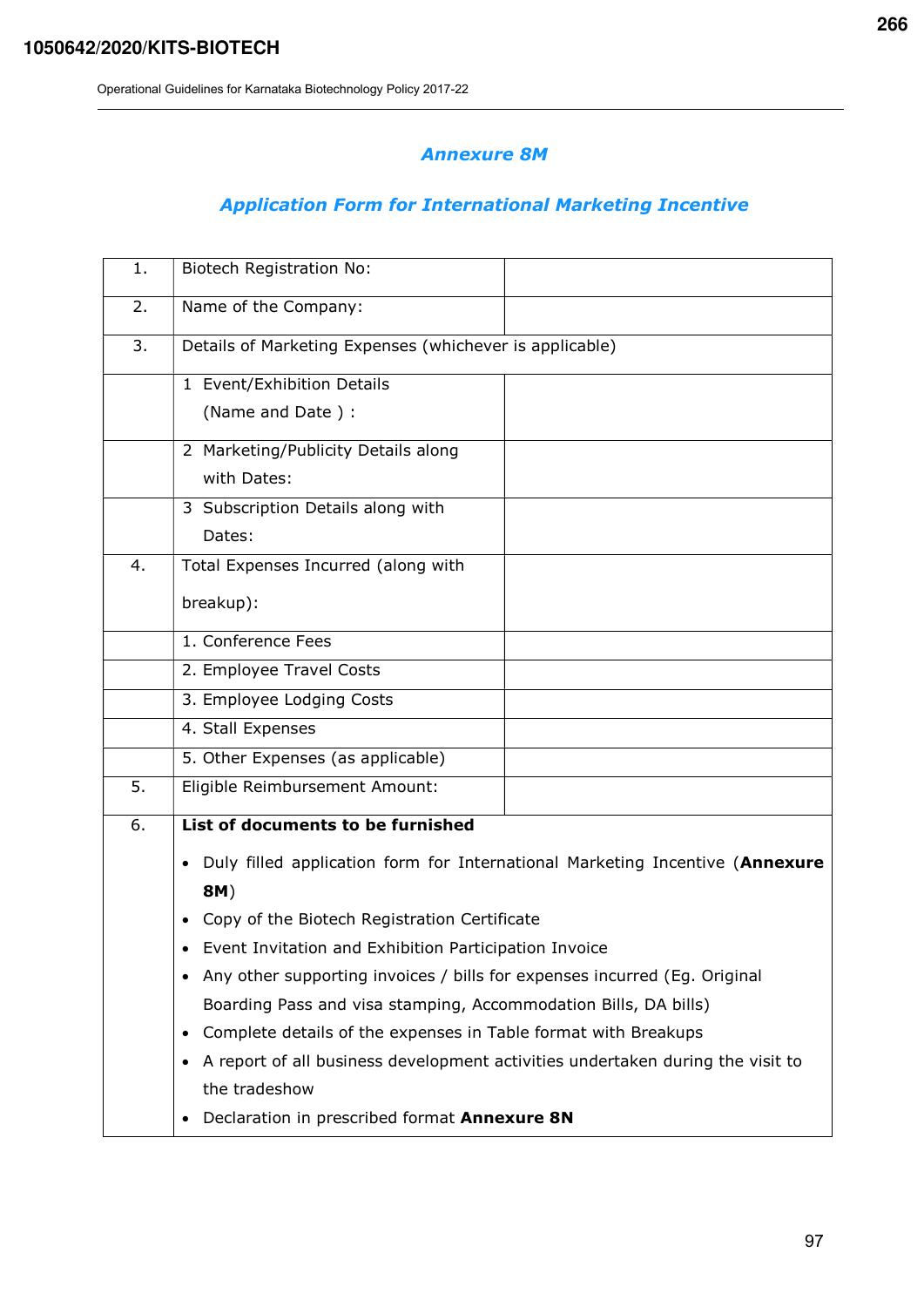## Annexure 8M

## Application Form for International Marketing Incentive

| | | |
|---|---|---|
| 1. | Biotech Registration No: | |
| 2. | Name of the Company: | |
| 3. | Details of Marketing Expenses (whichever is applicable) | |
| | 1 Event/Exhibition Details (Name and Date ) : | |
| | 2 Marketing/Publicity Details along with Dates: | |
| | 3 Subscription Details along with Dates: | |
| 4. | Total Expenses Incurred (along with breakup): | |
| | 1. Conference Fees | |
| | 2. Employee Travel Costs | |
| | 3. Employee Lodging Costs | |
| | 4. Stall Expenses | |
| | 5. Other Expenses (as applicable) | |
| 5. | Eligible Reimbursement Amount: | |
| 6. | **List of documents to be furnished**<br>• Duly filled application form for International Marketing Incentive (**Annexure 8M**)<br>• Copy of the Biotech Registration Certificate<br>• Event Invitation and Exhibition Participation Invoice<br>• Any other supporting invoices / bills for expenses incurred (Eg. Original Boarding Pass and visa stamping, Accommodation Bills, DA bills)<br>• Complete details of the expenses in Table format with Breakups<br>• A report of all business development activities undertaken during the visit to the tradeshow<br>• Declaration in prescribed format **Annexure 8N** | |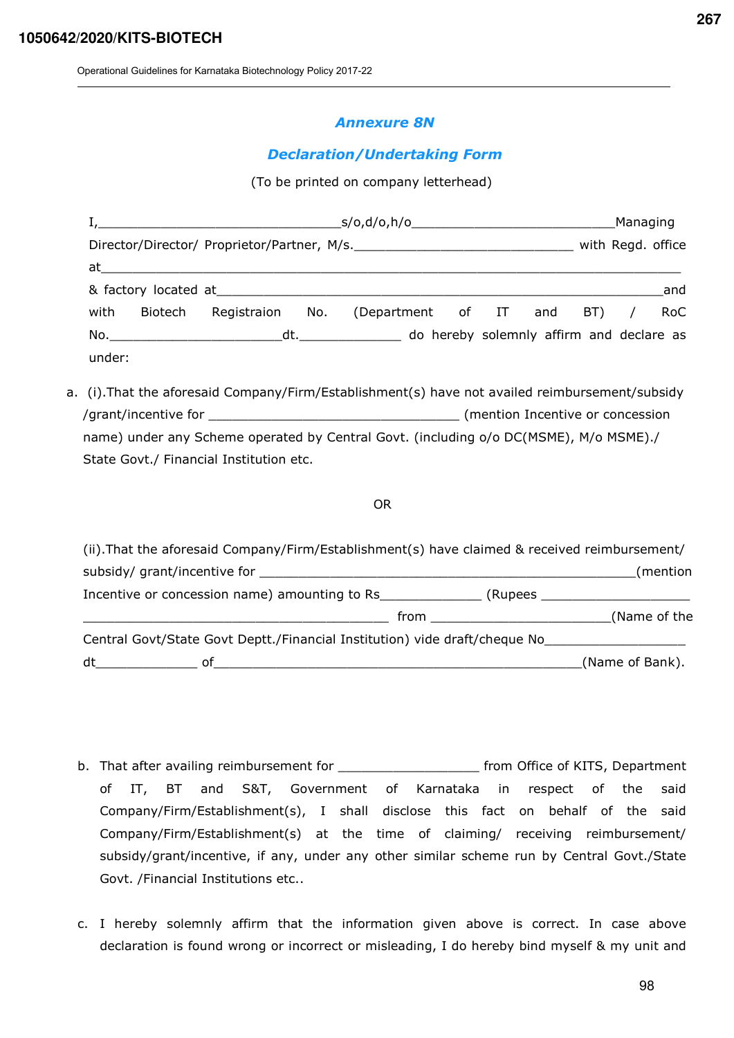## Annexure 8N

## Declaration/Undertaking Form

(To be printed on company letterhead)

I,________________________________s/o,d/o,h/o___________________________Managing Director/Director/ Proprietor/Partner, M/s.____________________________ with Regd. office at_____________________________________________________________________________ & factory located at___________________________________________________________and with Biotech Registraion No. (Department of IT and BT) / RoC No.______________________dt._____________ do hereby solemnly affirm and declare as under:

a. (i).That the aforesaid Company/Firm/Establishment(s) have not availed reimbursement/subsidy /grant/incentive for _________________________________ (mention Incentive or concession name) under any Scheme operated by Central Govt. (including o/o DC(MSME), M/o MSME)./ State Govt./ Financial Institution etc.

OR

(ii).That the aforesaid Company/Firm/Establishment(s) have claimed & received reimbursement/ subsidy/ grant/incentive for __________________________________________________(mention Incentive or concession name) amounting to Rs_____________ (Rupees ____________________ _________________________________________ from _______________________(Name of the Central Govt/State Govt Deptt./Financial Institution) vide draft/cheque No__________________ dt_____________ of_________________________________________________(Name of Bank).

b. That after availing reimbursement for __________________ from Office of KITS, Department of IT, BT and S&T, Government of Karnataka in respect of the said Company/Firm/Establishment(s), I shall disclose this fact on behalf of the said Company/Firm/Establishment(s) at the time of claiming/ receiving reimbursement/ subsidy/grant/incentive, if any, under any other similar scheme run by Central Govt./State Govt. /Financial Institutions etc..

c. I hereby solemnly affirm that the information given above is correct. In case above declaration is found wrong or incorrect or misleading, I do hereby bind myself & my unit and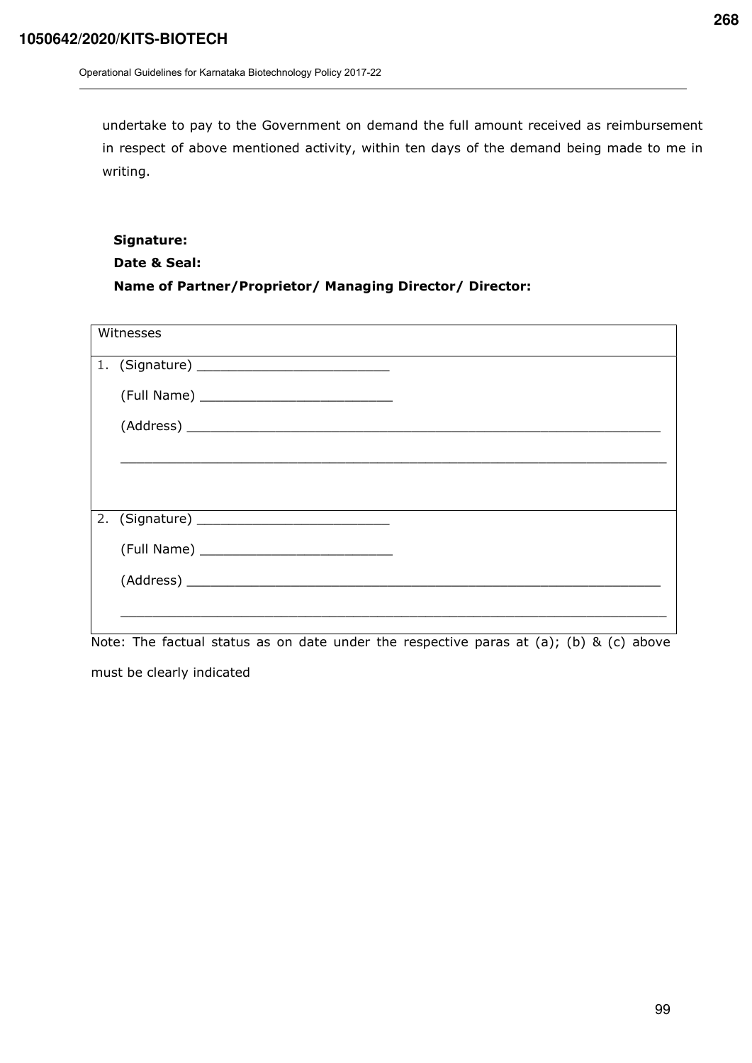undertake to pay to the Government on demand the full amount received as reimbursement in respect of above mentioned activity, within ten days of the demand being made to me in writing.

**Signature:**

**Date & Seal:**

**Name of Partner/Proprietor/ Managing Director/ Director:**

| Witnesses |
|---|
| 1. (Signature) ________________________<br><br>(Full Name) ________________________<br><br>(Address) ____________________________________________________________<br><br>____________________________________________________________________ |
| 2. (Signature) ________________________<br><br>(Full Name) ________________________<br><br>(Address) ____________________________________________________________<br><br>____________________________________________________________________ |

Note: The factual status as on date under the respective paras at (a); (b) & (c) above must be clearly indicated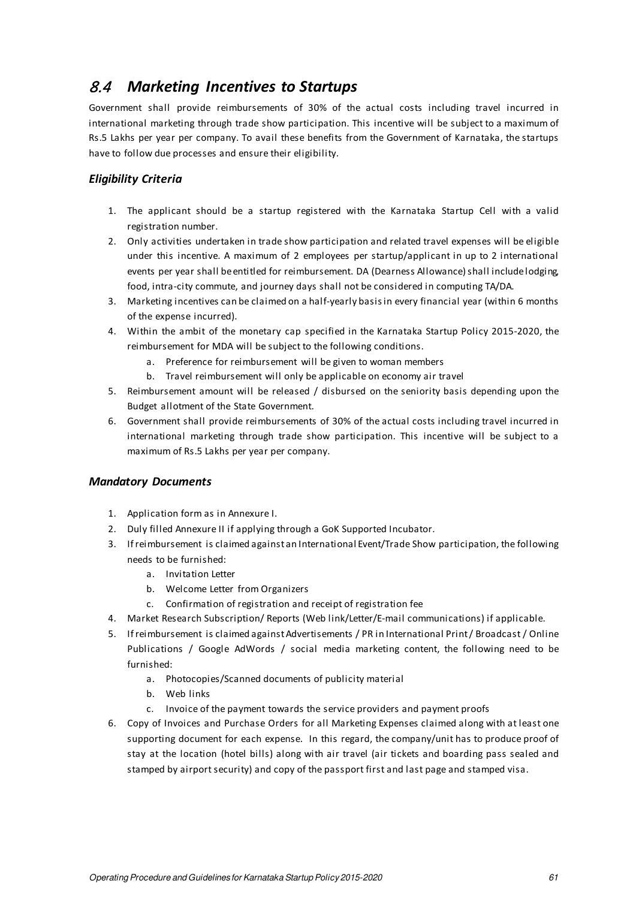## 8.4 *Marketing Incentives to Startups*

Government shall provide reimbursements of 30% of the actual costs including travel incurred in international marketing through trade show participation. This incentive will be subject to a maximum of Rs.5 Lakhs per year per company. To avail these benefits from the Government of Karnataka, the startups have to follow due processes and ensure their eligibility.

### *Eligibility Criteria*

1. The applicant should be a startup registered with the Karnataka Startup Cell with a valid registration number.
2. Only activities undertaken in trade show participation and related travel expenses will be eligible under this incentive. A maximum of 2 employees per startup/applicant in up to 2 international events per year shall be entitled for reimbursement. DA (Dearness Allowance) shall include lodging, food, intra-city commute, and journey days shall not be considered in computing TA/DA.
3. Marketing incentives can be claimed on a half-yearly basis in every financial year (within 6 months of the expense incurred).
4. Within the ambit of the monetary cap specified in the Karnataka Startup Policy 2015-2020, the reimbursement for MDA will be subject to the following conditions.
   a. Preference for reimbursement will be given to woman members
   b. Travel reimbursement will only be applicable on economy air travel
5. Reimbursement amount will be released / disbursed on the seniority basis depending upon the Budget allotment of the State Government.
6. Government shall provide reimbursements of 30% of the actual costs including travel incurred in international marketing through trade show participation. This incentive will be subject to a maximum of Rs.5 Lakhs per year per company.

### *Mandatory Documents*

1. Application form as in Annexure I.
2. Duly filled Annexure II if applying through a GoK Supported Incubator.
3. If reimbursement is claimed against an International Event/Trade Show participation, the following needs to be furnished:
   a. Invitation Letter
   b. Welcome Letter from Organizers
   c. Confirmation of registration and receipt of registration fee
4. Market Research Subscription/ Reports (Web link/Letter/E-mail communications) if applicable.
5. If reimbursement is claimed against Advertisements / PR in International Print / Broadcast / Online Publications / Google AdWords / social media marketing content, the following need to be furnished:
   a. Photocopies/Scanned documents of publicity material
   b. Web links
   c. Invoice of the payment towards the service providers and payment proofs
6. Copy of Invoices and Purchase Orders for all Marketing Expenses claimed along with at least one supporting document for each expense. In this regard, the company/unit has to produce proof of stay at the location (hotel bills) along with air travel (air tickets and boarding pass sealed and stamped by airport security) and copy of the passport first and last page and stamped visa.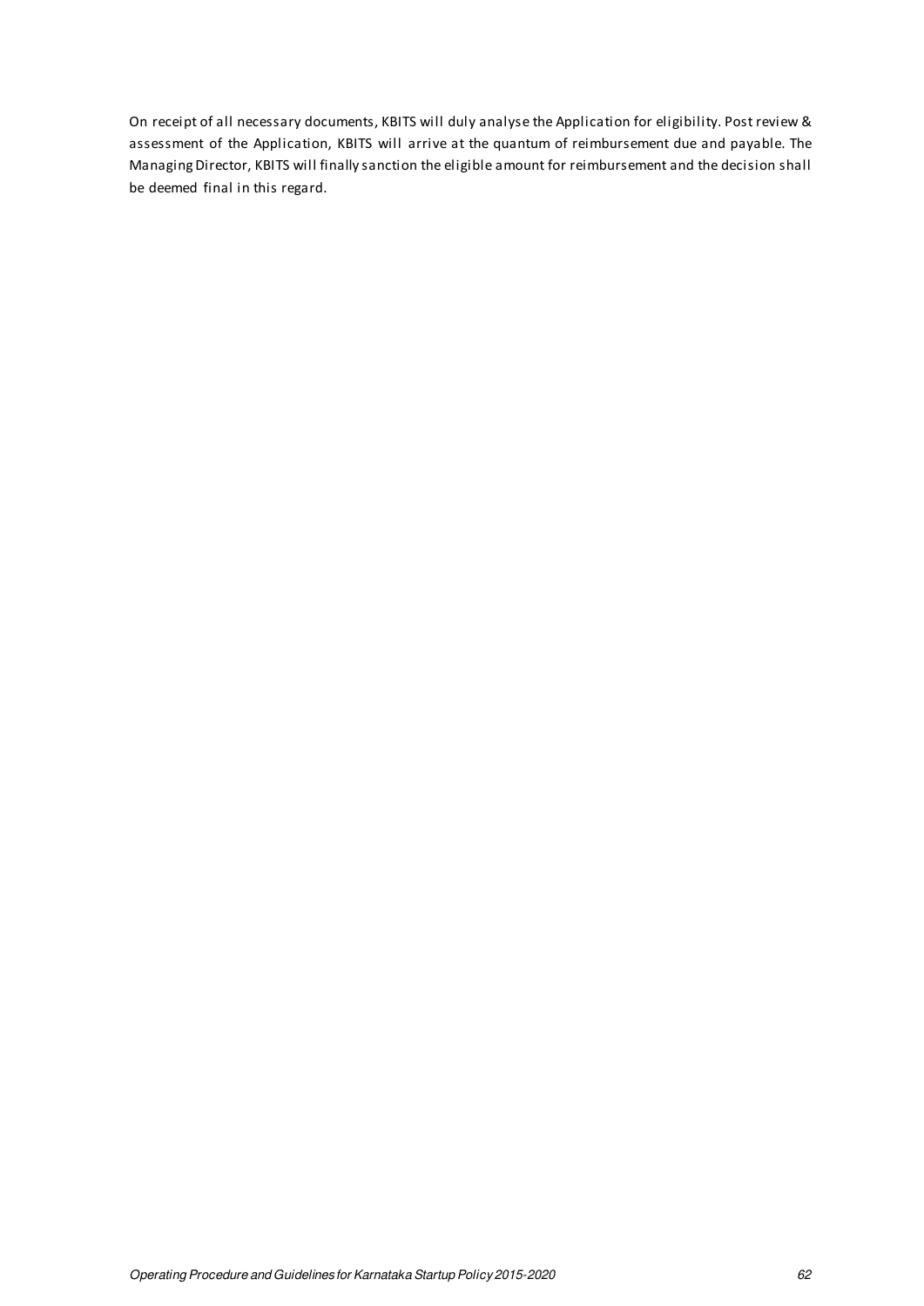On receipt of all necessary documents, KBITS will duly analyse the Application for eligibility. Post review & assessment of the Application, KBITS will arrive at the quantum of reimbursement due and payable. The Managing Director, KBITS will finally sanction the eligible amount for reimbursement and the decision shall be deemed final in this regard.